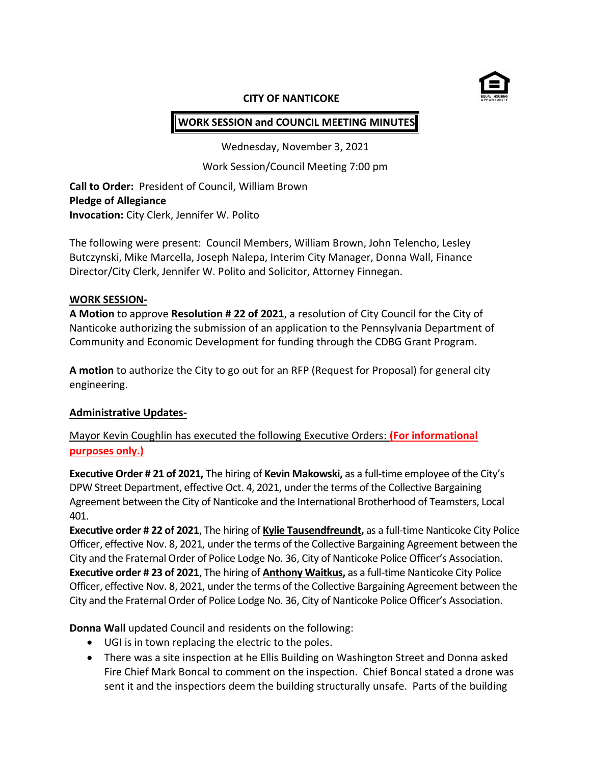**CITY OF NANTICOKE**

**WORK SESSION and COUNCIL MEETING MINUTES**

Wednesday, November 3, 2021

Work Session/Council Meeting 7:00 pm

**Call to Order:** President of Council, William Brown
**Pledge of Allegiance**
**Invocation:** City Clerk, Jennifer W. Polito

The following were present: Council Members, William Brown, John Telencho, Lesley Butczynski, Mike Marcella, Joseph Nalepa, Interim City Manager, Donna Wall, Finance Director/City Clerk, Jennifer W. Polito and Solicitor, Attorney Finnegan.

**WORK SESSION-**

**A Motion** to approve **Resolution # 22 of 2021**, a resolution of City Council for the City of Nanticoke authorizing the submission of an application to the Pennsylvania Department of Community and Economic Development for funding through the CDBG Grant Program.

**A motion** to authorize the City to go out for an RFP (Request for Proposal) for general city engineering.

**Administrative Updates-**

Mayor Kevin Coughlin has executed the following Executive Orders: **(For informational purposes only.)**

**Executive Order # 21 of 2021,** The hiring of **Kevin Makowski,** as a full-time employee of the City's DPW Street Department, effective Oct. 4, 2021, under the terms of the Collective Bargaining Agreement between the City of Nanticoke and the International Brotherhood of Teamsters, Local 401.
**Executive order # 22 of 2021**, The hiring of **Kylie Tausendfreundt,** as a full-time Nanticoke City Police Officer, effective Nov. 8, 2021, under the terms of the Collective Bargaining Agreement between the City and the Fraternal Order of Police Lodge No. 36, City of Nanticoke Police Officer's Association.
**Executive order # 23 of 2021**, The hiring of **Anthony Waitkus,** as a full-time Nanticoke City Police Officer, effective Nov. 8, 2021, under the terms of the Collective Bargaining Agreement between the City and the Fraternal Order of Police Lodge No. 36, City of Nanticoke Police Officer's Association.

**Donna Wall** updated Council and residents on the following:

- UGI is in town replacing the electric to the poles.
- There was a site inspection at he Ellis Building on Washington Street and Donna asked Fire Chief Mark Boncal to comment on the inspection. Chief Boncal stated a drone was sent it and the inspectiors deem the building structurally unsafe. Parts of the building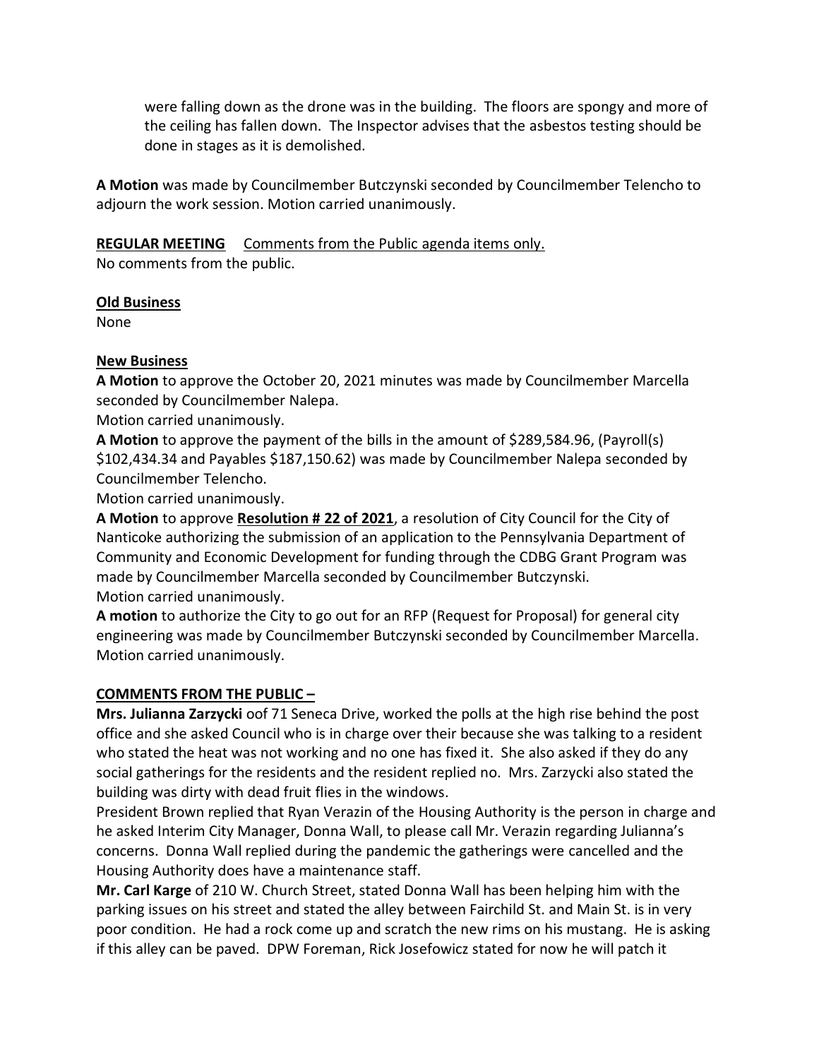were falling down as the drone was in the building. The floors are spongy and more of the ceiling has fallen down. The Inspector advises that the asbestos testing should be done in stages as it is demolished.

**A Motion** was made by Councilmember Butczynski seconded by Councilmember Telencho to adjourn the work session. Motion carried unanimously.

**REGULAR MEETING** Comments from the Public agenda items only.
No comments from the public.

**Old Business**
None

**New Business**
**A Motion** to approve the October 20, 2021 minutes was made by Councilmember Marcella seconded by Councilmember Nalepa.
Motion carried unanimously.
**A Motion** to approve the payment of the bills in the amount of $289,584.96, (Payroll(s) $102,434.34 and Payables $187,150.62) was made by Councilmember Nalepa seconded by Councilmember Telencho.
Motion carried unanimously.
**A Motion** to approve **Resolution # 22 of 2021**, a resolution of City Council for the City of Nanticoke authorizing the submission of an application to the Pennsylvania Department of Community and Economic Development for funding through the CDBG Grant Program was made by Councilmember Marcella seconded by Councilmember Butczynski.
Motion carried unanimously.
**A motion** to authorize the City to go out for an RFP (Request for Proposal) for general city engineering was made by Councilmember Butczynski seconded by Councilmember Marcella.
Motion carried unanimously.

**COMMENTS FROM THE PUBLIC –**
**Mrs. Julianna Zarzycki** oof 71 Seneca Drive, worked the polls at the high rise behind the post office and she asked Council who is in charge over their because she was talking to a resident who stated the heat was not working and no one has fixed it. She also asked if they do any social gatherings for the residents and the resident replied no. Mrs. Zarzycki also stated the building was dirty with dead fruit flies in the windows.
President Brown replied that Ryan Verazin of the Housing Authority is the person in charge and he asked Interim City Manager, Donna Wall, to please call Mr. Verazin regarding Julianna's concerns. Donna Wall replied during the pandemic the gatherings were cancelled and the Housing Authority does have a maintenance staff.
**Mr. Carl Karge** of 210 W. Church Street, stated Donna Wall has been helping him with the parking issues on his street and stated the alley between Fairchild St. and Main St. is in very poor condition. He had a rock come up and scratch the new rims on his mustang. He is asking if this alley can be paved. DPW Foreman, Rick Josefowicz stated for now he will patch it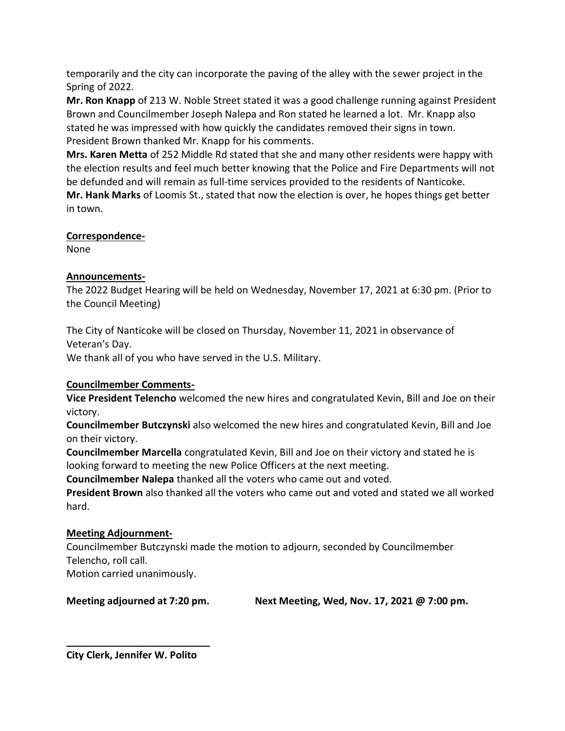temporarily and the city can incorporate the paving of the alley with the sewer project in the Spring of 2022.

**Mr. Ron Knapp** of 213 W. Noble Street stated it was a good challenge running against President Brown and Councilmember Joseph Nalepa and Ron stated he learned a lot. Mr. Knapp also stated he was impressed with how quickly the candidates removed their signs in town. President Brown thanked Mr. Knapp for his comments.

**Mrs. Karen Metta** of 252 Middle Rd stated that she and many other residents were happy with the election results and feel much better knowing that the Police and Fire Departments will not be defunded and will remain as full-time services provided to the residents of Nanticoke.

**Mr. Hank Marks** of Loomis St., stated that now the election is over, he hopes things get better in town.

**Correspondence-**

None

**Announcements-**

The 2022 Budget Hearing will be held on Wednesday, November 17, 2021 at 6:30 pm. (Prior to the Council Meeting)

The City of Nanticoke will be closed on Thursday, November 11, 2021 in observance of Veteran's Day.

We thank all of you who have served in the U.S. Military.

**Councilmember Comments-**

**Vice President Telencho** welcomed the new hires and congratulated Kevin, Bill and Joe on their victory.

**Councilmember Butczynski** also welcomed the new hires and congratulated Kevin, Bill and Joe on their victory.

**Councilmember Marcella** congratulated Kevin, Bill and Joe on their victory and stated he is looking forward to meeting the new Police Officers at the next meeting.

**Councilmember Nalepa** thanked all the voters who came out and voted.

**President Brown** also thanked all the voters who came out and voted and stated we all worked hard.

**Meeting Adjournment-**

Councilmember Butczynski made the motion to adjourn, seconded by Councilmember Telencho, roll call.

Motion carried unanimously.

**Meeting adjourned at 7:20 pm.** **Next Meeting, Wed, Nov. 17, 2021 @ 7:00 pm.**

**\_\_\_\_\_\_\_\_\_\_\_\_\_\_\_\_\_\_\_\_\_\_\_\_\_\_**

**City Clerk, Jennifer W. Polito**